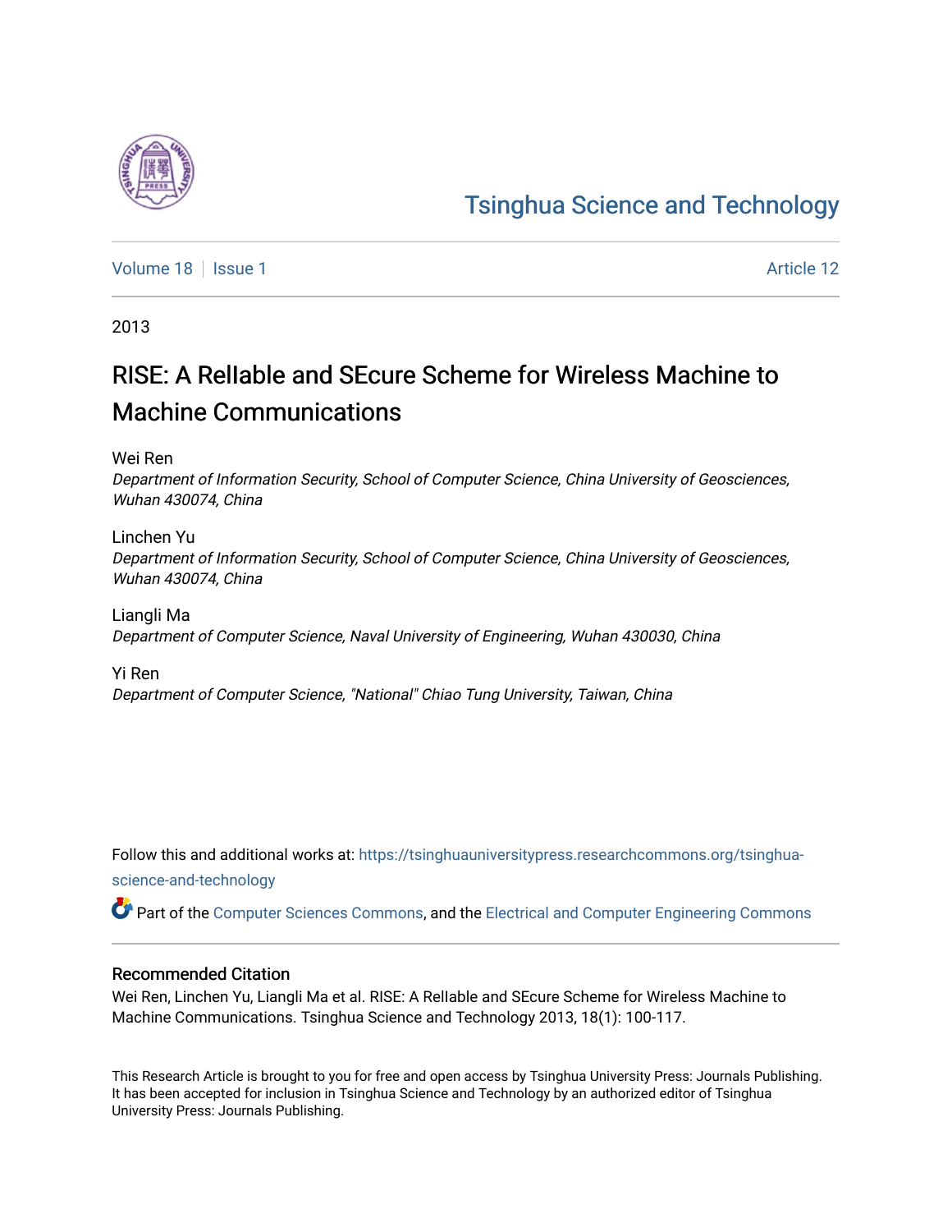# Tsinghua Science and Technology

Volume 18 | Issue 1 | Article 12

2013

## RISE: A ReIlable and SEcure Scheme for Wireless Machine to Machine Communications

Wei Ren
*Department of Information Security, School of Computer Science, China University of Geosciences, Wuhan 430074, China*

Linchen Yu
*Department of Information Security, School of Computer Science, China University of Geosciences, Wuhan 430074, China*

Liangli Ma
*Department of Computer Science, Naval University of Engineering, Wuhan 430030, China*

Yi Ren
*Department of Computer Science, "National" Chiao Tung University, Taiwan, China*

Follow this and additional works at: https://tsinghuauniversitypress.researchcommons.org/tsinghua-science-and-technology

Part of the Computer Sciences Commons, and the Electrical and Computer Engineering Commons

### Recommended Citation

Wei Ren, Linchen Yu, Liangli Ma et al. RISE: A ReIlable and SEcure Scheme for Wireless Machine to Machine Communications. Tsinghua Science and Technology 2013, 18(1): 100-117.

This Research Article is brought to you for free and open access by Tsinghua University Press: Journals Publishing. It has been accepted for inclusion in Tsinghua Science and Technology by an authorized editor of Tsinghua University Press: Journals Publishing.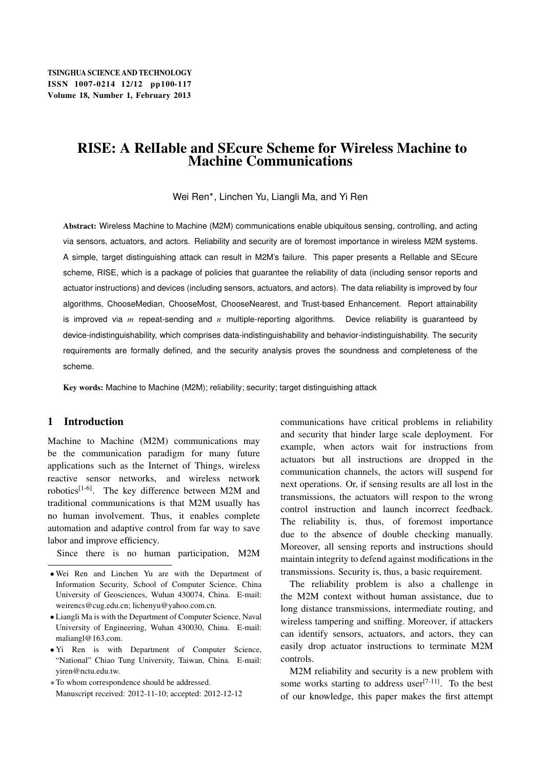# RISE: A ReIIable and SEcure Scheme for Wireless Machine to Machine Communications

Wei Ren*, Linchen Yu, Liangli Ma, and Yi Ren

**Abstract:** Wireless Machine to Machine (M2M) communications enable ubiquitous sensing, controlling, and acting via sensors, actuators, and actors. Reliability and security are of foremost importance in wireless M2M systems. A simple, target distinguishing attack can result in M2M's failure. This paper presents a ReIIable and SEcure scheme, RISE, which is a package of policies that guarantee the reliability of data (including sensor reports and actuator instructions) and devices (including sensors, actuators, and actors). The data reliability is improved by four algorithms, ChooseMedian, ChooseMost, ChooseNearest, and Trust-based Enhancement. Report attainability is improved via $m$ repeat-sending and $n$ multiple-reporting algorithms. Device reliability is guaranteed by device-indistinguishability, which comprises data-indistinguishability and behavior-indistinguishability. The security requirements are formally defined, and the security analysis proves the soundness and completeness of the scheme.

**Key words:** Machine to Machine (M2M); reliability; security; target distinguishing attack

## 1 Introduction

Machine to Machine (M2M) communications may be the communication paradigm for many future applications such as the Internet of Things, wireless reactive sensor networks, and wireless network robotics[1-6]. The key difference between M2M and traditional communications is that M2M usually has no human involvement. Thus, it enables complete automation and adaptive control from far way to save labor and improve efficiency.

Since there is no human participation, M2M communications have critical problems in reliability and security that hinder large scale deployment. For example, when actors wait for instructions from actuators but all instructions are dropped in the communication channels, the actors will suspend for next operations. Or, if sensing results are all lost in the transmissions, the actuators will respon to the wrong control instruction and launch incorrect feedback. The reliability is, thus, of foremost importance due to the absence of double checking manually. Moreover, all sensing reports and instructions should maintain integrity to defend against modifications in the transmissions. Security is, thus, a basic requirement.

The reliability problem is also a challenge in the M2M context without human assistance, due to long distance transmissions, intermediate routing, and wireless tampering and sniffing. Moreover, if attackers can identify sensors, actuators, and actors, they can easily drop actuator instructions to terminate M2M controls.

M2M reliability and security is a new problem with some works starting to address user[7-11]. To the best of our knowledge, this paper makes the first attempt

---

- Wei Ren and Linchen Yu are with the Department of Information Security, School of Computer Science, China University of Geosciences, Wuhan 430074, China. E-mail: weirencs@cug.edu.cn; lichenyu@yahoo.com.cn.
- Liangli Ma is with the Department of Computer Science, Naval University of Engineering, Wuhan 430030, China. E-mail: maliangl@163.com.
- Yi Ren is with Department of Computer Science, "National" Chiao Tung University, Taiwan, China. E-mail: yiren@nctu.edu.tw.

* To whom correspondence should be addressed.
Manuscript received: 2012-11-10; accepted: 2012-12-12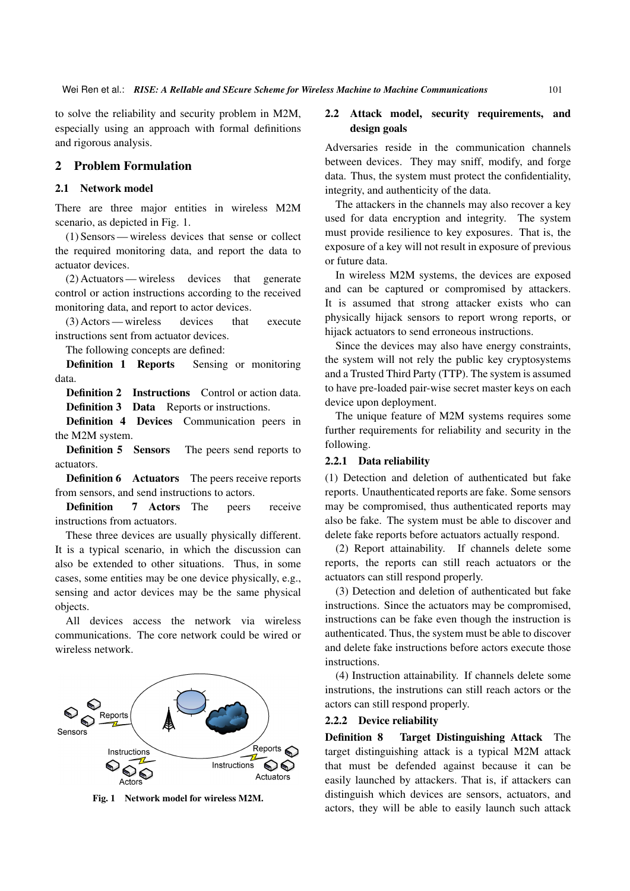to solve the reliability and security problem in M2M, especially using an approach with formal definitions and rigorous analysis.

## 2 Problem Formulation

### 2.1 Network model

There are three major entities in wireless M2M scenario, as depicted in Fig. 1.

(1) Sensors — wireless devices that sense or collect the required monitoring data, and report the data to actuator devices.

(2) Actuators — wireless devices that generate control or action instructions according to the received monitoring data, and report to actor devices.

(3) Actors — wireless devices that execute instructions sent from actuator devices.

The following concepts are defined:

**Definition 1 Reports** Sensing or monitoring data.

**Definition 2 Instructions** Control or action data.

**Definition 3 Data** Reports or instructions.

**Definition 4 Devices** Communication peers in the M2M system.

**Definition 5 Sensors** The peers send reports to actuators.

**Definition 6 Actuators** The peers receive reports from sensors, and send instructions to actors.

**Definition 7 Actors** The peers receive instructions from actuators.

These three devices are usually physically different. It is a typical scenario, in which the discussion can also be extended to other situations. Thus, in some cases, some entities may be one device physically, e.g., sensing and actor devices may be the same physical objects.

All devices access the network via wireless communications. The core network could be wired or wireless network.

**Fig. 1 Network model for wireless M2M.**

### 2.2 Attack model, security requirements, and design goals

Adversaries reside in the communication channels between devices. They may sniff, modify, and forge data. Thus, the system must protect the confidentiality, integrity, and authenticity of the data.

The attackers in the channels may also recover a key used for data encryption and integrity. The system must provide resilience to key exposures. That is, the exposure of a key will not result in exposure of previous or future data.

In wireless M2M systems, the devices are exposed and can be captured or compromised by attackers. It is assumed that strong attacker exists who can physically hijack sensors to report wrong reports, or hijack actuators to send erroneous instructions.

Since the devices may also have energy constraints, the system will not rely the public key cryptosystems and a Trusted Third Party (TTP). The system is assumed to have pre-loaded pair-wise secret master keys on each device upon deployment.

The unique feature of M2M systems requires some further requirements for reliability and security in the following.

#### 2.2.1 Data reliability

(1) Detection and deletion of authenticated but fake reports. Unauthenticated reports are fake. Some sensors may be compromised, thus authenticated reports may also be fake. The system must be able to discover and delete fake reports before actuators actually respond.

(2) Report attainability. If channels delete some reports, the reports can still reach actuators or the actuators can still respond properly.

(3) Detection and deletion of authenticated but fake instructions. Since the actuators may be compromised, instructions can be fake even though the instruction is authenticated. Thus, the system must be able to discover and delete fake instructions before actors execute those instructions.

(4) Instruction attainability. If channels delete some instrutions, the instrutions can still reach actors or the actors can still respond properly.

#### 2.2.2 Device reliability

**Definition 8 Target Distinguishing Attack** The target distinguishing attack is a typical M2M attack that must be defended against because it can be easily launched by attackers. That is, if attackers can distinguish which devices are sensors, actuators, and actors, they will be able to easily launch such attack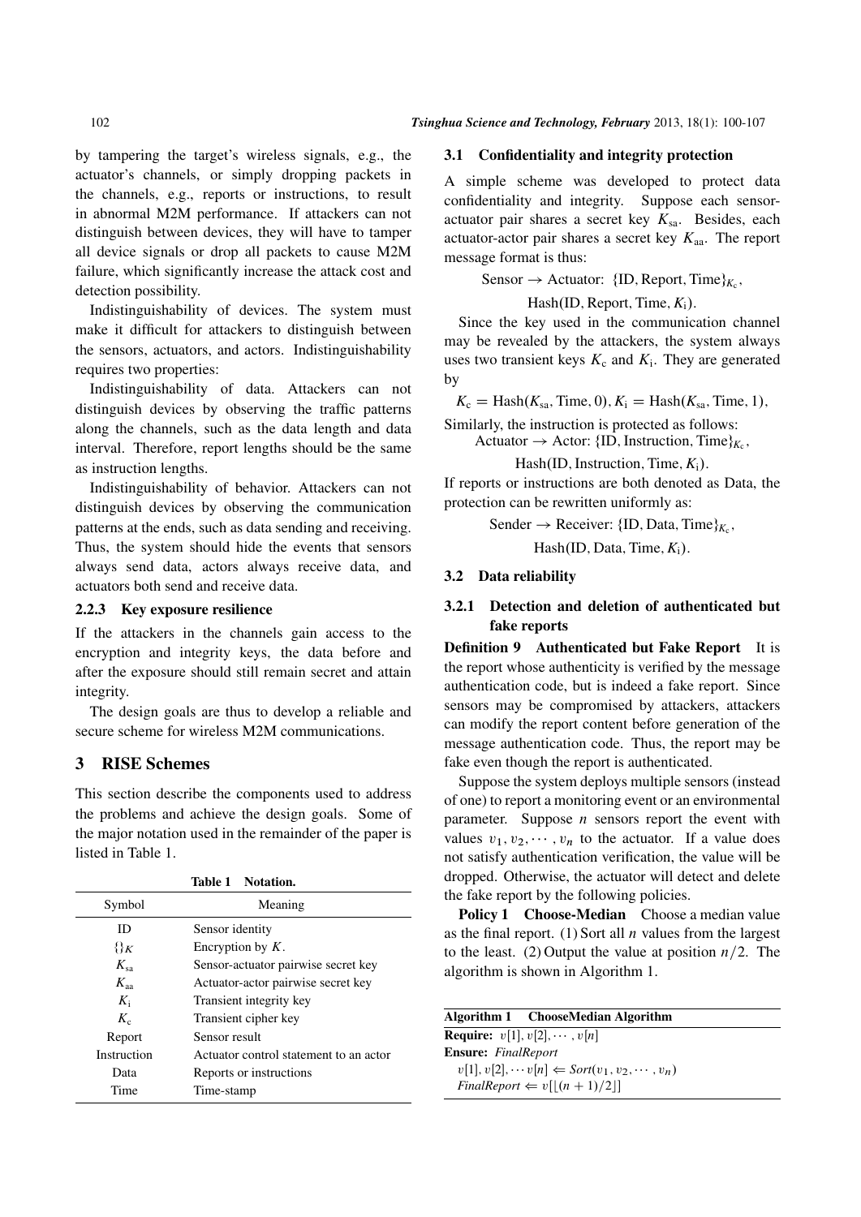by tampering the target's wireless signals, e.g., the actuator's channels, or simply dropping packets in the channels, e.g., reports or instructions, to result in abnormal M2M performance. If attackers can not distinguish between devices, they will have to tamper all device signals or drop all packets to cause M2M failure, which significantly increase the attack cost and detection possibility.

Indistinguishability of devices. The system must make it difficult for attackers to distinguish between the sensors, actuators, and actors. Indistinguishability requires two properties:

Indistinguishability of data. Attackers can not distinguish devices by observing the traffic patterns along the channels, such as the data length and data interval. Therefore, report lengths should be the same as instruction lengths.

Indistinguishability of behavior. Attackers can not distinguish devices by observing the communication patterns at the ends, such as data sending and receiving. Thus, the system should hide the events that sensors always send data, actors always receive data, and actuators both send and receive data.

#### 2.2.3 Key exposure resilience

If the attackers in the channels gain access to the encryption and integrity keys, the data before and after the exposure should still remain secret and attain integrity.

The design goals are thus to develop a reliable and secure scheme for wireless M2M communications.

## 3 RISE Schemes

This section describe the components used to address the problems and achieve the design goals. Some of the major notation used in the remainder of the paper is listed in Table 1.

Table 1 Notation.

| Symbol | Meaning |
|---|---|
| ID | Sensor identity |
| $\{\}_K$ | Encryption by $K$. |
| $K_{\text{sa}}$ | Sensor-actuator pairwise secret key |
| $K_{\text{aa}}$ | Actuator-actor pairwise secret key |
| $K_{\text{i}}$ | Transient integrity key |
| $K_{\text{c}}$ | Transient cipher key |
| Report | Sensor result |
| Instruction | Actuator control statement to an actor |
| Data | Reports or instructions |
| Time | Time-stamp |

### 3.1 Confidentiality and integrity protection

A simple scheme was developed to protect data confidentiality and integrity. Suppose each sensor-actuator pair shares a secret key $K_{\text{sa}}$. Besides, each actuator-actor pair shares a secret key $K_{\text{aa}}$. The report message format is thus:

$$\text{Sensor} \rightarrow \text{Actuator: } \{\text{ID}, \text{Report}, \text{Time}\}_{K_{\text{c}}},$$
$$\text{Hash}(\text{ID}, \text{Report}, \text{Time}, K_{\text{i}}).$$

Since the key used in the communication channel may be revealed by the attackers, the system always uses two transient keys $K_{\text{c}}$ and $K_{\text{i}}$. They are generated by

$$K_{\text{c}} = \text{Hash}(K_{\text{sa}}, \text{Time}, 0), K_{\text{i}} = \text{Hash}(K_{\text{sa}}, \text{Time}, 1),$$

Similarly, the instruction is protected as follows:

$$\text{Actuator} \rightarrow \text{Actor: } \{\text{ID}, \text{Instruction}, \text{Time}\}_{K_{\text{c}}},$$
$$\text{Hash}(\text{ID}, \text{Instruction}, \text{Time}, K_{\text{i}}).$$

If reports or instructions are both denoted as Data, the protection can be rewritten uniformly as:

$$\text{Sender} \rightarrow \text{Receiver: } \{\text{ID}, \text{Data}, \text{Time}\}_{K_{\text{c}}},$$
$$\text{Hash}(\text{ID}, \text{Data}, \text{Time}, K_{\text{i}}).$$

### 3.2 Data reliability

#### 3.2.1 Detection and deletion of authenticated but fake reports

**Definition 9 Authenticated but Fake Report** It is the report whose authenticity is verified by the message authentication code, but is indeed a fake report. Since sensors may be compromised by attackers, attackers can modify the report content before generation of the message authentication code. Thus, the report may be fake even though the report is authenticated.

Suppose the system deploys multiple sensors (instead of one) to report a monitoring event or an environmental parameter. Suppose $n$ sensors report the event with values $v_1, v_2, \cdots, v_n$ to the actuator. If a value does not satisfy authentication verification, the value will be dropped. Otherwise, the actuator will detect and delete the fake report by the following policies.

**Policy 1 Choose-Median** Choose a median value as the final report. (1) Sort all $n$ values from the largest to the least. (2) Output the value at position $n/2$. The algorithm is shown in Algorithm 1.

**Algorithm 1 ChooseMedian Algorithm**

**Require:** $v[1], v[2], \cdots, v[n]$

**Ensure:** *FinalReport*

$v[1], v[2], \cdots v[n] \Leftarrow Sort(v_1, v_2, \cdots, v_n)$

$FinalReport \Leftarrow v[\lfloor(n+1)/2\rfloor]$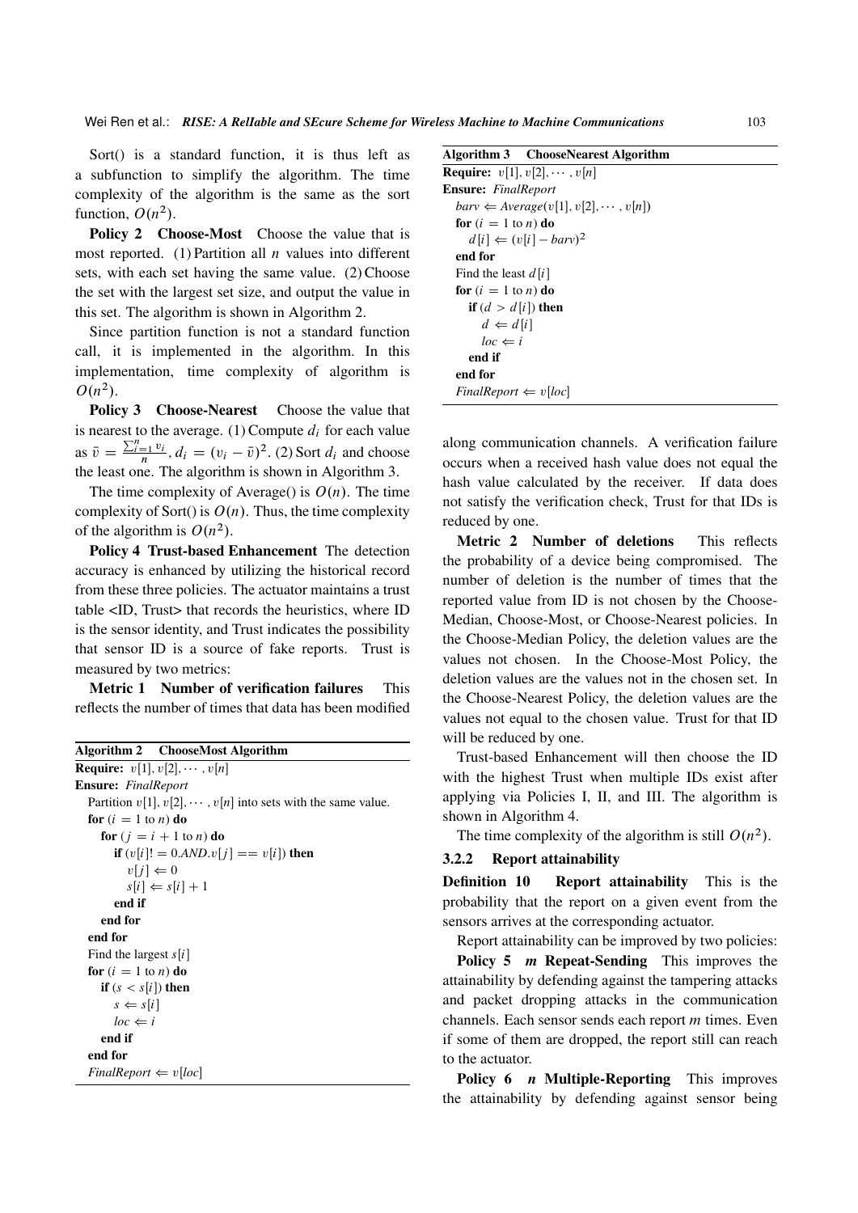Sort() is a standard function, it is thus left as a subfunction to simplify the algorithm. The time complexity of the algorithm is the same as the sort function, $O(n^2)$.

**Policy 2 Choose-Most** Choose the value that is most reported. (1) Partition all $n$ values into different sets, with each set having the same value. (2) Choose the set with the largest set size, and output the value in this set. The algorithm is shown in Algorithm 2.

Since partition function is not a standard function call, it is implemented in the algorithm. In this implementation, time complexity of algorithm is $O(n^2)$.

**Policy 3 Choose-Nearest** Choose the value that is nearest to the average. (1) Compute $d_i$ for each value as $\bar{v} = \frac{\sum_{i=1}^{n} v_i}{n}$, $d_i = (v_i - \bar{v})^2$. (2) Sort $d_i$ and choose the least one. The algorithm is shown in Algorithm 3.

The time complexity of Average() is $O(n)$. The time complexity of Sort() is $O(n)$. Thus, the time complexity of the algorithm is $O(n^2)$.

**Policy 4 Trust-based Enhancement** The detection accuracy is enhanced by utilizing the historical record from these three policies. The actuator maintains a trust table <ID, Trust> that records the heuristics, where ID is the sensor identity, and Trust indicates the possibility that sensor ID is a source of fake reports. Trust is measured by two metrics:

**Metric 1 Number of verification failures** This reflects the number of times that data has been modified

**Algorithm 2 ChooseMost Algorithm**

```
Require: v[1], v[2], ··· , v[n]
Ensure: FinalReport
  Partition v[1], v[2], ··· , v[n] into sets with the same value.
  for (i = 1 to n) do
    for (j = i + 1 to n) do
      if (v[i]! = 0.AND.v[j] == v[i]) then
        v[j] ⇐ 0
        s[i] ⇐ s[i] + 1
      end if
    end for
  end for
  Find the largest s[i]
  for (i = 1 to n) do
    if (s < s[i]) then
      s ⇐ s[i]
      loc ⇐ i
    end if
  end for
  FinalReport ⇐ v[loc]
```

**Algorithm 3 ChooseNearest Algorithm**

```
Require: v[1], v[2], ··· , v[n]
Ensure: FinalReport
  barv ⇐ Average(v[1], v[2], ··· , v[n])
  for (i = 1 to n) do
    d[i] ⇐ (v[i] − barv)^2
  end for
  Find the least d[i]
  for (i = 1 to n) do
    if (d > d[i]) then
      d ⇐ d[i]
      loc ⇐ i
    end if
  end for
  FinalReport ⇐ v[loc]
```

along communication channels. A verification failure occurs when a received hash value does not equal the hash value calculated by the receiver. If data does not satisfy the verification check, Trust for that IDs is reduced by one.

**Metric 2 Number of deletions** This reflects the probability of a device being compromised. The number of deletion is the number of times that the reported value from ID is not chosen by the Choose-Median, Choose-Most, or Choose-Nearest policies. In the Choose-Median Policy, the deletion values are the values not chosen. In the Choose-Most Policy, the deletion values are the values not in the chosen set. In the Choose-Nearest Policy, the deletion values are the values not equal to the chosen value. Trust for that ID will be reduced by one.

Trust-based Enhancement will then choose the ID with the highest Trust when multiple IDs exist after applying via Policies I, II, and III. The algorithm is shown in Algorithm 4.

The time complexity of the algorithm is still $O(n^2)$.

### 3.2.2 Report attainability

**Definition 10 Report attainability** This is the probability that the report on a given event from the sensors arrives at the corresponding actuator.

Report attainability can be improved by two policies:

**Policy 5 *m* Repeat-Sending** This improves the attainability by defending against the tampering attacks and packet dropping attacks in the communication channels. Each sensor sends each report $m$ times. Even if some of them are dropped, the report still can reach to the actuator.

**Policy 6 *n* Multiple-Reporting** This improves the attainability by defending against sensor being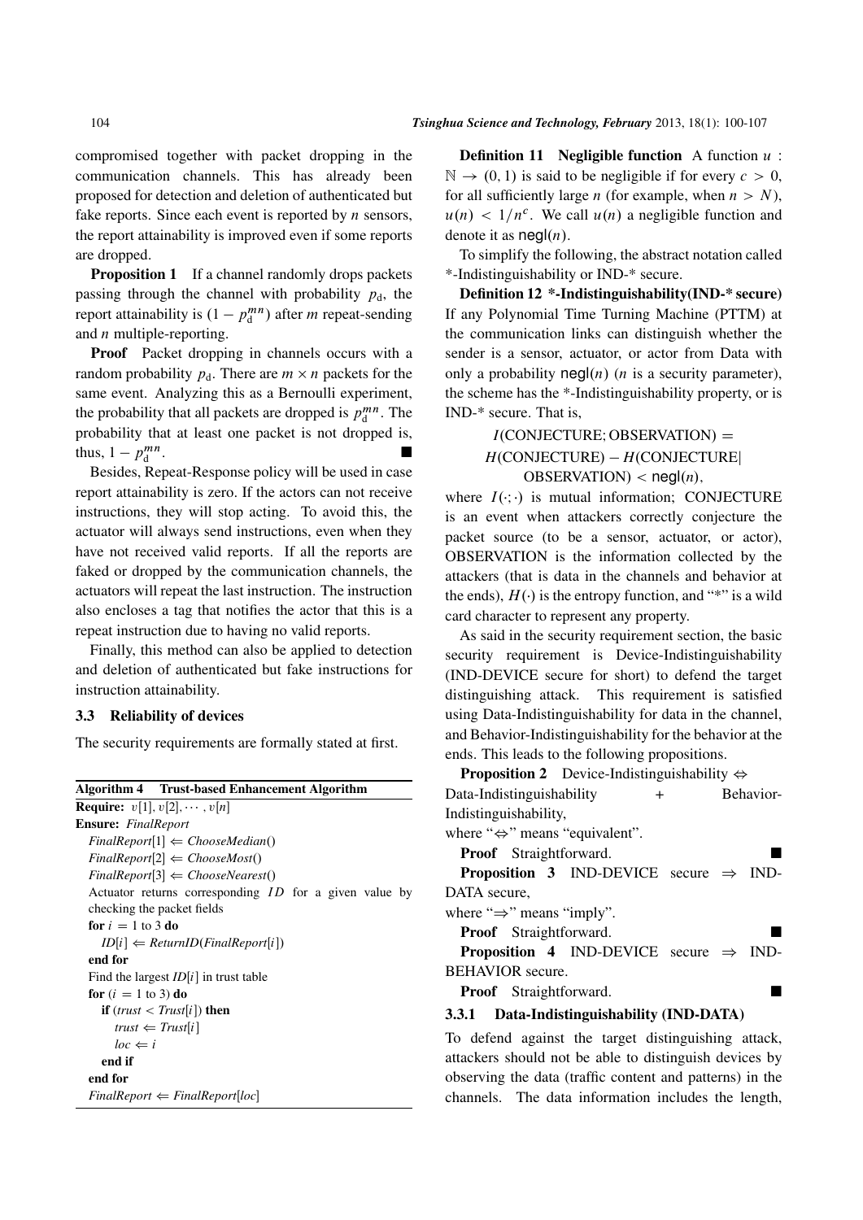compromised together with packet dropping in the communication channels. This has already been proposed for detection and deletion of authenticated but fake reports. Since each event is reported by $n$ sensors, the report attainability is improved even if some reports are dropped.

**Proposition 1** If a channel randomly drops packets passing through the channel with probability $p_{\rm d}$, the report attainability is $(1 - p_{\rm d}^{mn})$ after $m$ repeat-sending and $n$ multiple-reporting.

**Proof** Packet dropping in channels occurs with a random probability $p_{\rm d}$. There are $m \times n$ packets for the same event. Analyzing this as a Bernoulli experiment, the probability that all packets are dropped is $p_{\rm d}^{mn}$. The probability that at least one packet is not dropped is, thus, $1 - p_{\rm d}^{mn}$. ■

Besides, Repeat-Response policy will be used in case report attainability is zero. If the actors can not receive instructions, they will stop acting. To avoid this, the actuator will always send instructions, even when they have not received valid reports. If all the reports are faked or dropped by the communication channels, the actuators will repeat the last instruction. The instruction also encloses a tag that notifies the actor that this is a repeat instruction due to having no valid reports.

Finally, this method can also be applied to detection and deletion of authenticated but fake instructions for instruction attainability.

### 3.3 Reliability of devices

The security requirements are formally stated at first.

**Algorithm 4 Trust-based Enhancement Algorithm**

```
Require: v[1], v[2], ..., v[n]
Ensure: FinalReport
  FinalReport[1] ⇐ ChooseMedian()
  FinalReport[2] ⇐ ChooseMost()
  FinalReport[3] ⇐ ChooseNearest()
  Actuator returns corresponding ID for a given value by
  checking the packet fields
  for i = 1 to 3 do
    ID[i] ⇐ ReturnID(FinalReport[i])
  end for
  Find the largest ID[i] in trust table
  for (i = 1 to 3) do
    if (trust < Trust[i]) then
      trust ⇐ Trust[i]
      loc ⇐ i
    end if
  end for
  FinalReport ⇐ FinalReport[loc]
```

**Definition 11 Negligible function** A function $u : \mathbb{N} \rightarrow (0, 1)$ is said to be negligible if for every $c > 0$, for all sufficiently large $n$ (for example, when $n > N$), $u(n) < 1/n^c$. We call $u(n)$ a negligible function and denote it as $\mathsf{negl}(n)$.

To simplify the following, the abstract notation called *-Indistinguishability or IND-* secure.

**Definition 12 *-Indistinguishability(IND-* secure)** If any Polynomial Time Turning Machine (PTTM) at the communication links can distinguish whether the sender is a sensor, actuator, or actor from Data with only a probability $\mathsf{negl}(n)$ ($n$ is a security parameter), the scheme has the *-Indistinguishability property, or is IND-* secure. That is,

$$I(\text{CONJECTURE}; \text{OBSERVATION}) = H(\text{CONJECTURE}) - H(\text{CONJECTURE}|\text{OBSERVATION}) < \mathsf{negl}(n),$$

where $I(\cdot;\cdot)$ is mutual information; CONJECTURE is an event when attackers correctly conjecture the packet source (to be a sensor, actuator, or actor), OBSERVATION is the information collected by the attackers (that is data in the channels and behavior at the ends), $H(\cdot)$ is the entropy function, and "*" is a wild card character to represent any property.

As said in the security requirement section, the basic security requirement is Device-Indistinguishability (IND-DEVICE secure for short) to defend the target distinguishing attack. This requirement is satisfied using Data-Indistinguishability for data in the channel, and Behavior-Indistinguishability for the behavior at the ends. This leads to the following propositions.

**Proposition 2** Device-Indistinguishability $\Leftrightarrow$ Data-Indistinguishability + Behavior-Indistinguishability,

where "$\Leftrightarrow$" means "equivalent".

**Proof** Straightforward. ■

**Proposition 3** IND-DEVICE secure $\Rightarrow$ IND-DATA secure,

where "$\Rightarrow$" means "imply".

**Proof** Straightforward. ■

**Proposition 4** IND-DEVICE secure $\Rightarrow$ IND-BEHAVIOR secure.

**Proof** Straightforward. ■

#### 3.3.1 Data-Indistinguishability (IND-DATA)

To defend against the target distinguishing attack, attackers should not be able to distinguish devices by observing the data (traffic content and patterns) in the channels. The data information includes the length,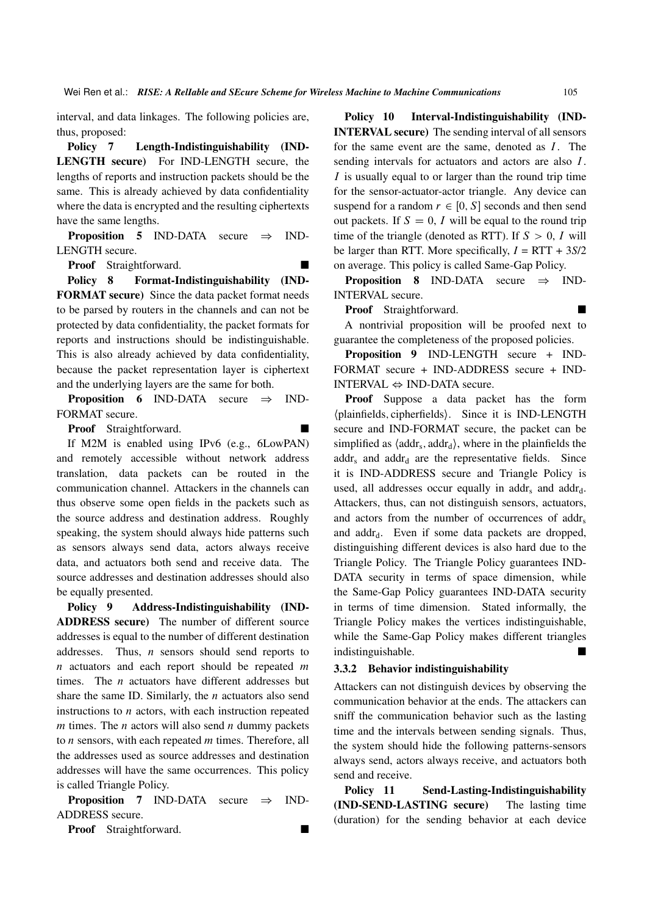interval, and data linkages. The following policies are, thus, proposed:

**Policy 7 Length-Indistinguishability (IND-LENGTH secure)** For IND-LENGTH secure, the lengths of reports and instruction packets should be the same. This is already achieved by data confidentiality where the data is encrypted and the resulting ciphertexts have the same lengths.

**Proposition 5** IND-DATA secure ⇒ IND-LENGTH secure.

**Proof** Straightforward. ■

**Policy 8 Format-Indistinguishability (IND-FORMAT secure)** Since the data packet format needs to be parsed by routers in the channels and can not be protected by data confidentiality, the packet formats for reports and instructions should be indistinguishable. This is also already achieved by data confidentiality, because the packet representation layer is ciphertext and the underlying layers are the same for both.

**Proposition 6** IND-DATA secure ⇒ IND-FORMAT secure.

**Proof** Straightforward. ■

If M2M is enabled using IPv6 (e.g., 6LowPAN) and remotely accessible without network address translation, data packets can be routed in the communication channel. Attackers in the channels can thus observe some open fields in the packets such as the source address and destination address. Roughly speaking, the system should always hide patterns such as sensors always send data, actors always receive data, and actuators both send and receive data. The source addresses and destination addresses should also be equally presented.

**Policy 9 Address-Indistinguishability (IND-ADDRESS secure)** The number of different source addresses is equal to the number of different destination addresses. Thus, $n$ sensors should send reports to $n$ actuators and each report should be repeated $m$ times. The $n$ actuators have different addresses but share the same ID. Similarly, the $n$ actuators also send instructions to $n$ actors, with each instruction repeated $m$ times. The $n$ actors will also send $n$ dummy packets to $n$ sensors, with each repeated $m$ times. Therefore, all the addresses used as source addresses and destination addresses will have the same occurrences. This policy is called Triangle Policy.

**Proposition 7** IND-DATA secure ⇒ IND-ADDRESS secure.

**Proof** Straightforward. ■

**Policy 10 Interval-Indistinguishability (IND-INTERVAL secure)** The sending interval of all sensors for the same event are the same, denoted as $I$. The sending intervals for actuators and actors are also $I$. $I$ is usually equal to or larger than the round trip time for the sensor-actuator-actor triangle. Any device can suspend for a random $r \in [0, S]$ seconds and then send out packets. If $S = 0$, $I$ will be equal to the round trip time of the triangle (denoted as RTT). If $S > 0$, $I$ will be larger than RTT. More specifically, $I = \text{RTT} + 3S/2$ on average. This policy is called Same-Gap Policy.

**Proposition 8** IND-DATA secure ⇒ IND-INTERVAL secure.

**Proof** Straightforward. ■

A nontrivial proposition will be proofed next to guarantee the completeness of the proposed policies.

**Proposition 9** IND-LENGTH secure + IND-FORMAT secure + IND-ADDRESS secure + IND-INTERVAL ⇔ IND-DATA secure.

**Proof** Suppose a data packet has the form $\langle \text{plainfields}, \text{cipherfields} \rangle$. Since it is IND-LENGTH secure and IND-FORMAT secure, the packet can be simplified as $\langle \text{addr}_\text{s}, \text{addr}_\text{d} \rangle$, where in the plainfields the $\text{addr}_\text{s}$ and $\text{addr}_\text{d}$ are the representative fields. Since it is IND-ADDRESS secure and Triangle Policy is used, all addresses occur equally in $\text{addr}_\text{s}$ and $\text{addr}_\text{d}$. Attackers, thus, can not distinguish sensors, actuators, and actors from the number of occurrences of $\text{addr}_\text{s}$ and $\text{addr}_\text{d}$. Even if some data packets are dropped, distinguishing different devices is also hard due to the Triangle Policy. The Triangle Policy guarantees IND-DATA security in terms of space dimension, while the Same-Gap Policy guarantees IND-DATA security in terms of time dimension. Stated informally, the Triangle Policy makes the vertices indistinguishable, while the Same-Gap Policy makes different triangles indistinguishable. ■

### 3.3.2 Behavior indistinguishability

Attackers can not distinguish devices by observing the communication behavior at the ends. The attackers can sniff the communication behavior such as the lasting time and the intervals between sending signals. Thus, the system should hide the following patterns-sensors always send, actors always receive, and actuators both send and receive.

**Policy 11 Send-Lasting-Indistinguishability (IND-SEND-LASTING secure)** The lasting time (duration) for the sending behavior at each device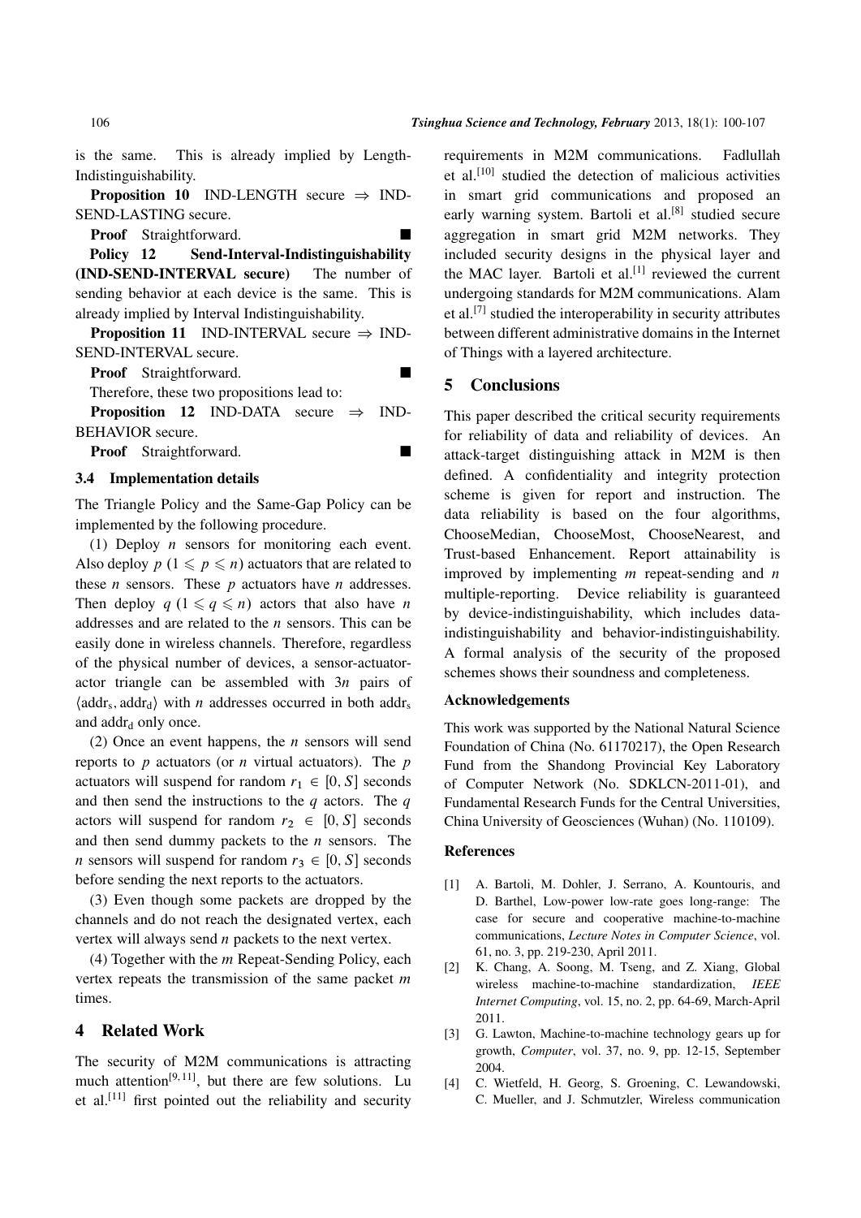is the same. This is already implied by Length-Indistinguishability.

**Proposition 10** IND-LENGTH secure $\Rightarrow$ IND-SEND-LASTING secure.

**Proof** Straightforward. ■

**Policy 12 Send-Interval-Indistinguishability (IND-SEND-INTERVAL secure)** The number of sending behavior at each device is the same. This is already implied by Interval Indistinguishability.

**Proposition 11** IND-INTERVAL secure $\Rightarrow$ IND-SEND-INTERVAL secure.

**Proof** Straightforward. ■

Therefore, these two propositions lead to:

**Proposition 12** IND-DATA secure $\Rightarrow$ IND-BEHAVIOR secure.

**Proof** Straightforward. ■

### 3.4 Implementation details

The Triangle Policy and the Same-Gap Policy can be implemented by the following procedure.

(1) Deploy $n$ sensors for monitoring each event. Also deploy $p$ $(1 \leqslant p \leqslant n)$ actuators that are related to these $n$ sensors. These $p$ actuators have $n$ addresses. Then deploy $q$ $(1 \leqslant q \leqslant n)$ actors that also have $n$ addresses and are related to the $n$ sensors. This can be easily done in wireless channels. Therefore, regardless of the physical number of devices, a sensor-actuator-actor triangle can be assembled with $3n$ pairs of $\langle \text{addr}_\text{s}, \text{addr}_\text{d} \rangle$ with $n$ addresses occurred in both $\text{addr}_\text{s}$ and $\text{addr}_\text{d}$ only once.

(2) Once an event happens, the $n$ sensors will send reports to $p$ actuators (or $n$ virtual actuators). The $p$ actuators will suspend for random $r_1 \in [0, S]$ seconds and then send the instructions to the $q$ actors. The $q$ actors will suspend for random $r_2 \in [0, S]$ seconds and then send dummy packets to the $n$ sensors. The $n$ sensors will suspend for random $r_3 \in [0, S]$ seconds before sending the next reports to the actuators.

(3) Even though some packets are dropped by the channels and do not reach the designated vertex, each vertex will always send $n$ packets to the next vertex.

(4) Together with the $m$ Repeat-Sending Policy, each vertex repeats the transmission of the same packet $m$ times.

## 4 Related Work

The security of M2M communications is attracting much attention[9, 11], but there are few solutions. Lu et al.[11] first pointed out the reliability and security requirements in M2M communications. Fadlullah et al.[10] studied the detection of malicious activities in smart grid communications and proposed an early warning system. Bartoli et al.[8] studied secure aggregation in smart grid M2M networks. They included security designs in the physical layer and the MAC layer. Bartoli et al.[1] reviewed the current undergoing standards for M2M communications. Alam et al.[7] studied the interoperability in security attributes between different administrative domains in the Internet of Things with a layered architecture.

## 5 Conclusions

This paper described the critical security requirements for reliability of data and reliability of devices. An attack-target distinguishing attack in M2M is then defined. A confidentiality and integrity protection scheme is given for report and instruction. The data reliability is based on the four algorithms, ChooseMedian, ChooseMost, ChooseNearest, and Trust-based Enhancement. Report attainability is improved by implementing $m$ repeat-sending and $n$ multiple-reporting. Device reliability is guaranteed by device-indistinguishability, which includes data-indistinguishability and behavior-indistinguishability. A formal analysis of the security of the proposed schemes shows their soundness and completeness.

### Acknowledgements

This work was supported by the National Natural Science Foundation of China (No. 61170217), the Open Research Fund from the Shandong Provincial Key Laboratory of Computer Network (No. SDKLCN-2011-01), and Fundamental Research Funds for the Central Universities, China University of Geosciences (Wuhan) (No. 110109).

### References

[1] A. Bartoli, M. Dohler, J. Serrano, A. Kountouris, and D. Barthel, Low-power low-rate goes long-range: The case for secure and cooperative machine-to-machine communications, *Lecture Notes in Computer Science*, vol. 61, no. 3, pp. 219-230, April 2011.

[2] K. Chang, A. Soong, M. Tseng, and Z. Xiang, Global wireless machine-to-machine standardization, *IEEE Internet Computing*, vol. 15, no. 2, pp. 64-69, March-April 2011.

[3] G. Lawton, Machine-to-machine technology gears up for growth, *Computer*, vol. 37, no. 9, pp. 12-15, September 2004.

[4] C. Wietfeld, H. Georg, S. Groening, C. Lewandowski, C. Mueller, and J. Schmutzler, Wireless communication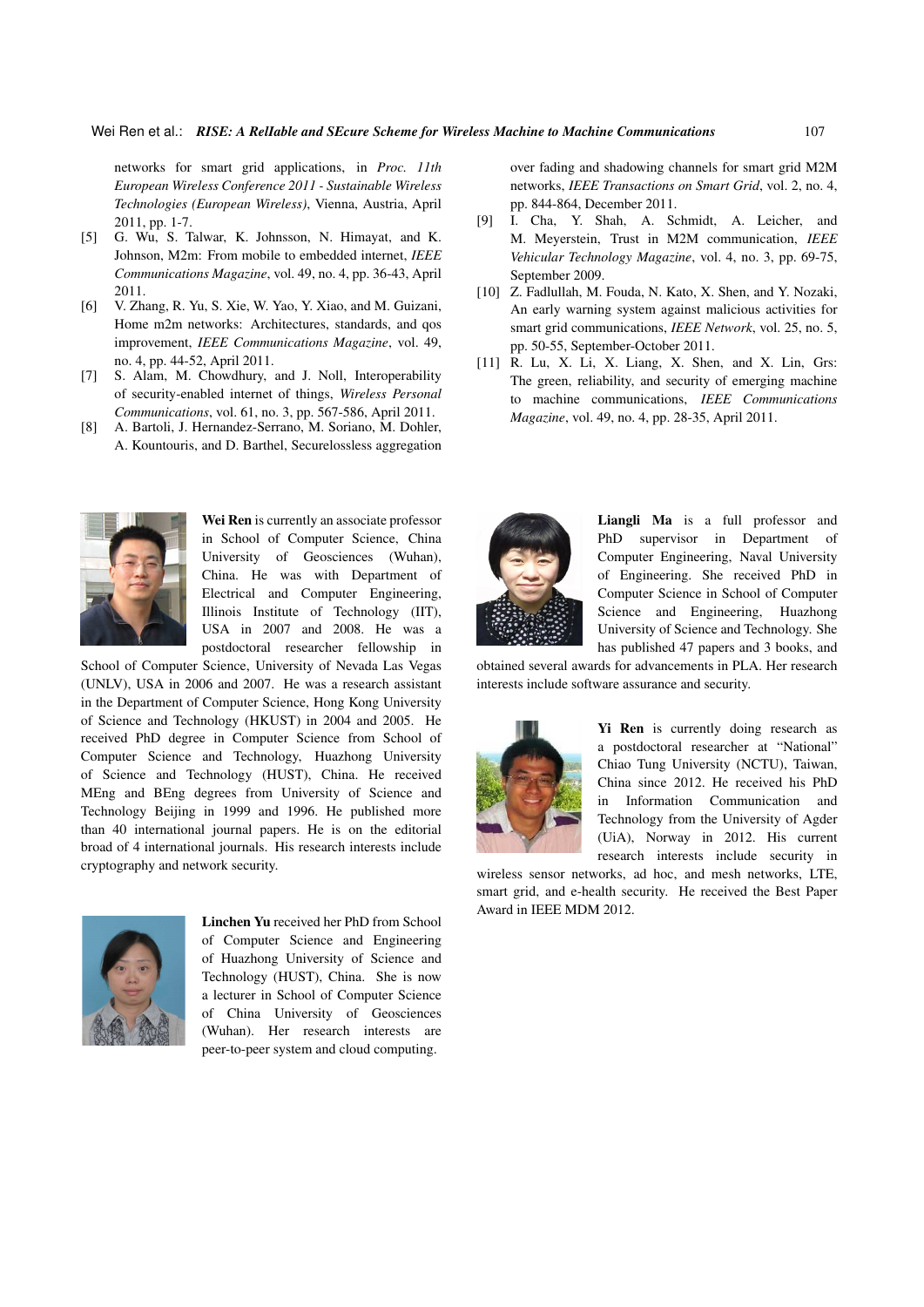networks for smart grid applications, in *Proc. 11th European Wireless Conference 2011 - Sustainable Wireless Technologies (European Wireless)*, Vienna, Austria, April 2011, pp. 1-7.

[5] G. Wu, S. Talwar, K. Johnsson, N. Himayat, and K. Johnson, M2m: From mobile to embedded internet, *IEEE Communications Magazine*, vol. 49, no. 4, pp. 36-43, April 2011.

[6] V. Zhang, R. Yu, S. Xie, W. Yao, Y. Xiao, and M. Guizani, Home m2m networks: Architectures, standards, and qos improvement, *IEEE Communications Magazine*, vol. 49, no. 4, pp. 44-52, April 2011.

[7] S. Alam, M. Chowdhury, and J. Noll, Interoperability of security-enabled internet of things, *Wireless Personal Communications*, vol. 61, no. 3, pp. 567-586, April 2011.

[8] A. Bartoli, J. Hernandez-Serrano, M. Soriano, M. Dohler, A. Kountouris, and D. Barthel, Securelossless aggregation over fading and shadowing channels for smart grid M2M networks, *IEEE Transactions on Smart Grid*, vol. 2, no. 4, pp. 844-864, December 2011.

[9] I. Cha, Y. Shah, A. Schmidt, A. Leicher, and M. Meyerstein, Trust in M2M communication, *IEEE Vehicular Technology Magazine*, vol. 4, no. 3, pp. 69-75, September 2009.

[10] Z. Fadlullah, M. Fouda, N. Kato, X. Shen, and Y. Nozaki, An early warning system against malicious activities for smart grid communications, *IEEE Network*, vol. 25, no. 5, pp. 50-55, September-October 2011.

[11] R. Lu, X. Li, X. Liang, X. Shen, and X. Lin, Grs: The green, reliability, and security of emerging machine to machine communications, *IEEE Communications Magazine*, vol. 49, no. 4, pp. 28-35, April 2011.

**Wei Ren** is currently an associate professor in School of Computer Science, China University of Geosciences (Wuhan), China. He was with Department of Electrical and Computer Engineering, Illinois Institute of Technology (IIT), USA in 2007 and 2008. He was a postdoctoral researcher fellowship in School of Computer Science, University of Nevada Las Vegas (UNLV), USA in 2006 and 2007. He was a research assistant in the Department of Computer Science, Hong Kong University of Science and Technology (HKUST) in 2004 and 2005. He received PhD degree in Computer Science from School of Computer Science and Technology, Huazhong University of Science and Technology (HUST), China. He received MEng and BEng degrees from University of Science and Technology Beijing in 1999 and 1996. He published more than 40 international journal papers. He is on the editorial broad of 4 international journals. His research interests include cryptography and network security.

**Linchen Yu** received her PhD from School of Computer Science and Engineering of Huazhong University of Science and Technology (HUST), China. She is now a lecturer in School of Computer Science of China University of Geosciences (Wuhan). Her research interests are peer-to-peer system and cloud computing.

**Liangli Ma** is a full professor and PhD supervisor in Department of Computer Engineering, Naval University of Engineering. She received PhD in Computer Science in School of Computer Science and Engineering, Huazhong University of Science and Technology. She has published 47 papers and 3 books, and obtained several awards for advancements in PLA. Her research interests include software assurance and security.

**Yi Ren** is currently doing research as a postdoctoral researcher at "National" Chiao Tung University (NCTU), Taiwan, China since 2012. He received his PhD in Information Communication and Technology from the University of Agder (UiA), Norway in 2012. His current research interests include security in wireless sensor networks, ad hoc, and mesh networks, LTE, smart grid, and e-health security. He received the Best Paper Award in IEEE MDM 2012.